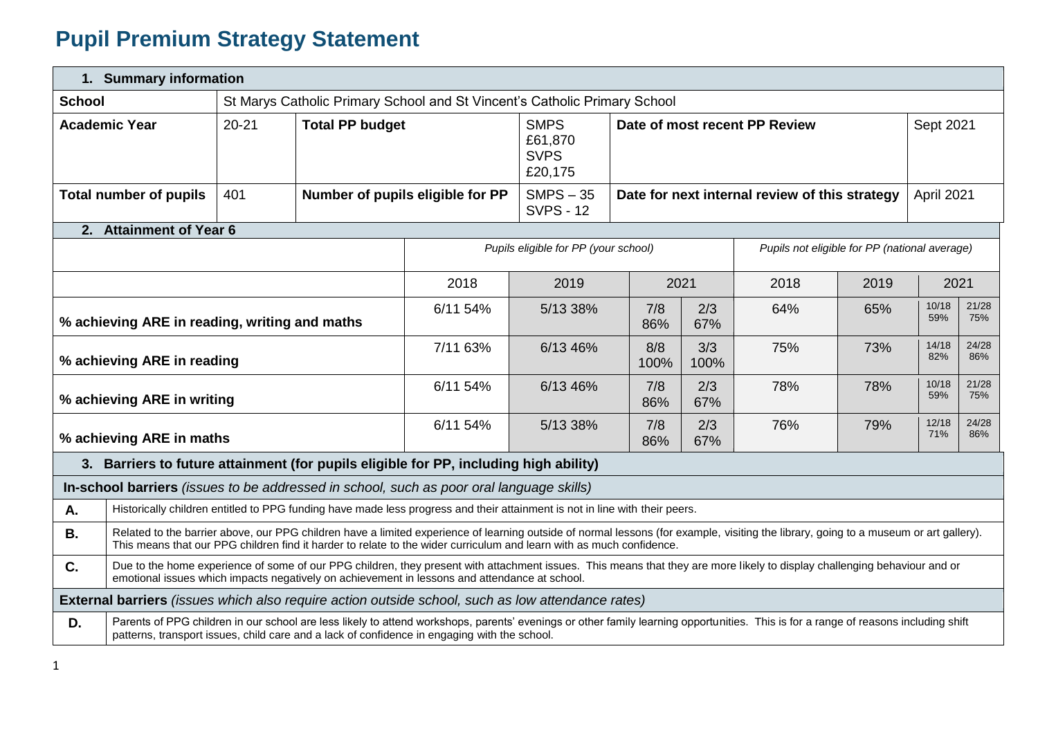# Pupil Premium Strategy Statement

| **1. Summary information** | | | | | |
|---|---|---|---|---|---|
| **School** | St Marys Catholic Primary School and St Vincent's Catholic Primary School | | | | |
| **Academic Year** | 20-21 | **Total PP budget** | SMPS £61,870 SVPS £20,175 | **Date of most recent PP Review** | Sept 2021 |
| **Total number of pupils** | 401 | **Number of pupils eligible for PP** | SMPS – 35 SVPS - 12 | **Date for next internal review of this strategy** | April 2021 |

**2. Attainment of Year 6**

| | *Pupils eligible for PP (your school)* | | | | *Pupils not eligible for PP (national average)* | | | |
|---|---|---|---|---|---|---|---|---|
| | 2018 | 2019 | 2021 | | 2018 | 2019 | 2021 | |
| **% achieving ARE in reading, writing and maths** | 6/11 54% | 5/13 38% | 7/8 86% | 2/3 67% | 64% | 65% | 10/18 59% | 21/28 75% |
| **% achieving ARE in reading** | 7/11 63% | 6/13 46% | 8/8 100% | 3/3 100% | 75% | 73% | 14/18 82% | 24/28 86% |
| **% achieving ARE in writing** | 6/11 54% | 6/13 46% | 7/8 86% | 2/3 67% | 78% | 78% | 10/18 59% | 21/28 75% |
| **% achieving ARE in maths** | 6/11 54% | 5/13 38% | 7/8 86% | 2/3 67% | 76% | 79% | 12/18 71% | 24/28 86% |

**3. Barriers to future attainment (for pupils eligible for PP, including high ability)**

**In-school barriers** *(issues to be addressed in school, such as poor oral language skills)*

| | |
|---|---|
| **A.** | Historically children entitled to PPG funding have made less progress and their attainment is not in line with their peers. |
| **B.** | Related to the barrier above, our PPG children have a limited experience of learning outside of normal lessons (for example, visiting the library, going to a museum or art gallery). This means that our PPG children find it harder to relate to the wider curriculum and learn with as much confidence. |
| **C.** | Due to the home experience of some of our PPG children, they present with attachment issues. This means that they are more likely to display challenging behaviour and or emotional issues which impacts negatively on achievement in lessons and attendance at school. |

**External barriers** *(issues which also require action outside school, such as low attendance rates)*

| | |
|---|---|
| **D.** | Parents of PPG children in our school are less likely to attend workshops, parents' evenings or other family learning opportunities. This is for a range of reasons including shift patterns, transport issues, child care and a lack of confidence in engaging with the school. |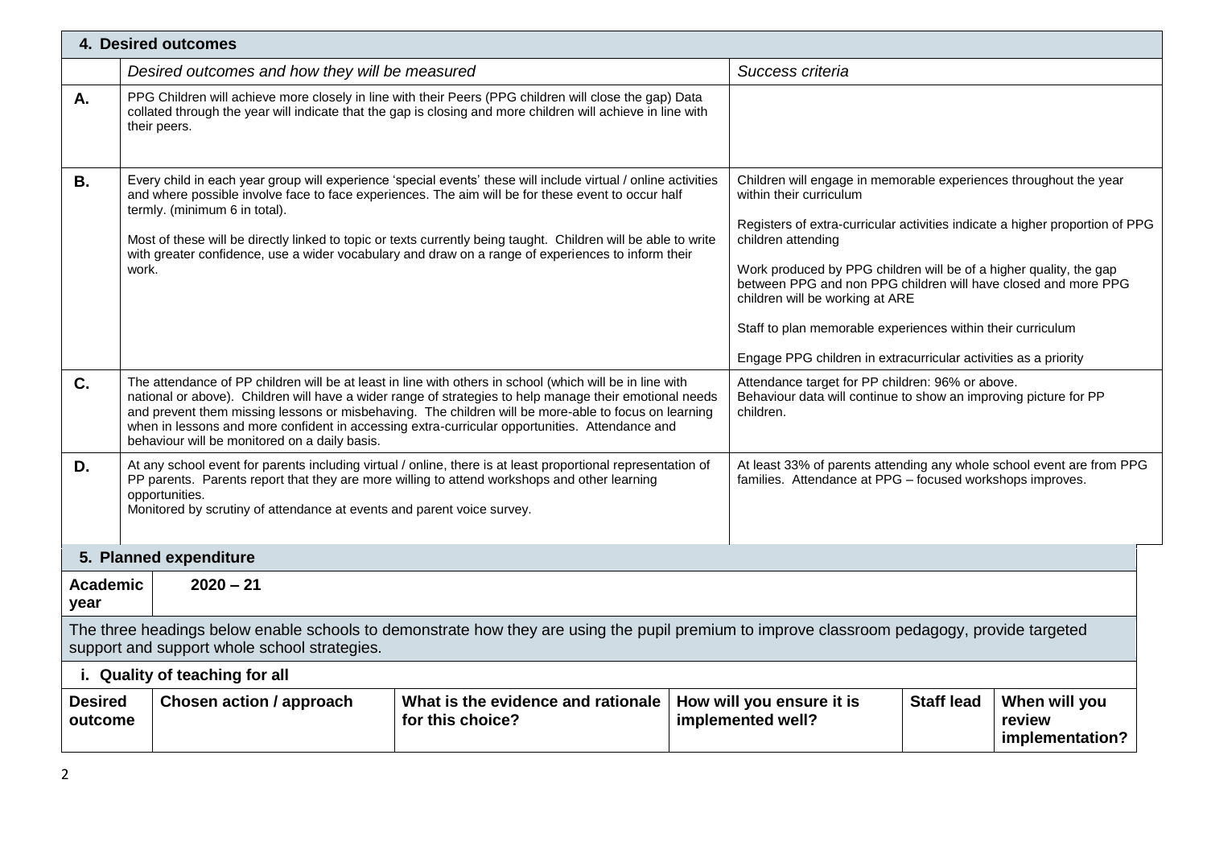## 4. Desired outcomes

| | *Desired outcomes and how they will be measured* | *Success criteria* |
|---|---|---|
| **A.** | PPG Children will achieve more closely in line with their Peers (PPG children will close the gap) Data collated through the year will indicate that the gap is closing and more children will achieve in line with their peers. | |
| **B.** | Every child in each year group will experience 'special events' these will include virtual / online activities and where possible involve face to face experiences. The aim will be for these event to occur half termly. (minimum 6 in total).<br><br>Most of these will be directly linked to topic or texts currently being taught. Children will be able to write with greater confidence, use a wider vocabulary and draw on a range of experiences to inform their work. | Children will engage in memorable experiences throughout the year within their curriculum<br><br>Registers of extra-curricular activities indicate a higher proportion of PPG children attending<br><br>Work produced by PPG children will be of a higher quality, the gap between PPG and non PPG children will have closed and more PPG children will be working at ARE<br><br>Staff to plan memorable experiences within their curriculum<br><br>Engage PPG children in extracurricular activities as a priority |
| **C.** | The attendance of PP children will be at least in line with others in school (which will be in line with national or above). Children will have a wider range of strategies to help manage their emotional needs and prevent them missing lessons or misbehaving. The children will be more-able to focus on learning when in lessons and more confident in accessing extra-curricular opportunities. Attendance and behaviour will be monitored on a daily basis. | Attendance target for PP children: 96% or above.<br>Behaviour data will continue to show an improving picture for PP children. |
| **D.** | At any school event for parents including virtual / online, there is at least proportional representation of PP parents. Parents report that they are more willing to attend workshops and other learning opportunities.<br>Monitored by scrutiny of attendance at events and parent voice survey. | At least 33% of parents attending any whole school event are from PPG families. Attendance at PPG – focused workshops improves. |

## 5. Planned expenditure

| **Academic year** | **2020 – 21** |
|---|---|

The three headings below enable schools to demonstrate how they are using the pupil premium to improve classroom pedagogy, provide targeted support and support whole school strategies.

### i. Quality of teaching for all

| **Desired outcome** | **Chosen action / approach** | **What is the evidence and rationale for this choice?** | **How will you ensure it is implemented well?** | **Staff lead** | **When will you review implementation?** |
|---|---|---|---|---|---|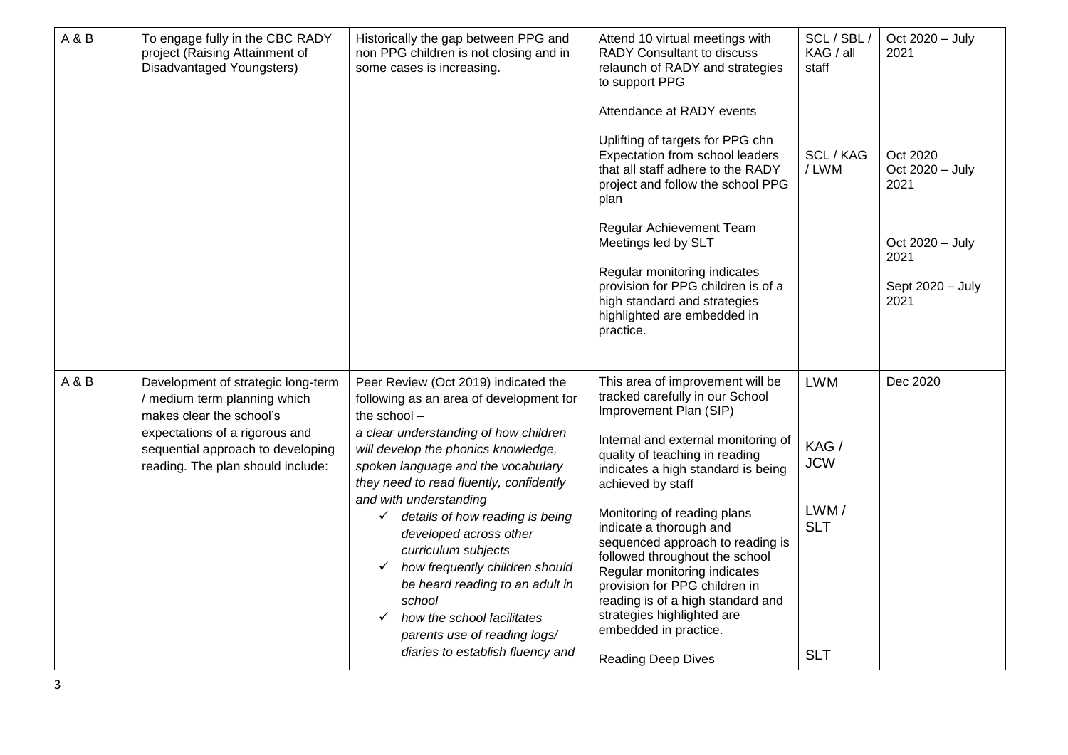| | | | | | |
|---|---|---|---|---|---|
| A & B | To engage fully in the CBC RADY project (Raising Attainment of Disadvantaged Youngsters) | Historically the gap between PPG and non PPG children is not closing and in some cases is increasing. | Attend 10 virtual meetings with RADY Consultant to discuss relaunch of RADY and strategies to support PPG<br><br>Attendance at RADY events<br><br>Uplifting of targets for PPG chn<br>Expectation from school leaders that all staff adhere to the RADY project and follow the school PPG plan<br><br>Regular Achievement Team Meetings led by SLT<br><br>Regular monitoring indicates provision for PPG children is of a high standard and strategies highlighted are embedded in practice. | SCL / SBL / KAG / all staff<br><br>SCL / KAG / LWM | Oct 2020 – July 2021<br><br>Oct 2020<br>Oct 2020 – July 2021<br><br>Oct 2020 – July 2021<br><br>Sept 2020 – July 2021 |
| A & B | Development of strategic long-term / medium term planning which makes clear the school's expectations of a rigorous and sequential approach to developing reading. The plan should include: | Peer Review (Oct 2019) indicated the following as an area of development for the school –<br>*a clear understanding of how children will develop the phonics knowledge, spoken language and the vocabulary they need to read fluently, confidently and with understanding*<br>✓ *details of how reading is being developed across other curriculum subjects*<br>✓ *how frequently children should be heard reading to an adult in school*<br>✓ *how the school facilitates parents use of reading logs/ diaries to establish fluency and* | This area of improvement will be tracked carefully in our School Improvement Plan (SIP)<br><br>Internal and external monitoring of quality of teaching in reading indicates a high standard is being achieved by staff<br><br>Monitoring of reading plans indicate a thorough and sequenced approach to reading is followed throughout the school<br>Regular monitoring indicates provision for PPG children in reading is of a high standard and strategies highlighted are embedded in practice.<br><br>Reading Deep Dives | LWM<br><br>KAG / JCW<br><br>LWM / SLT<br><br>SLT | Dec 2020 |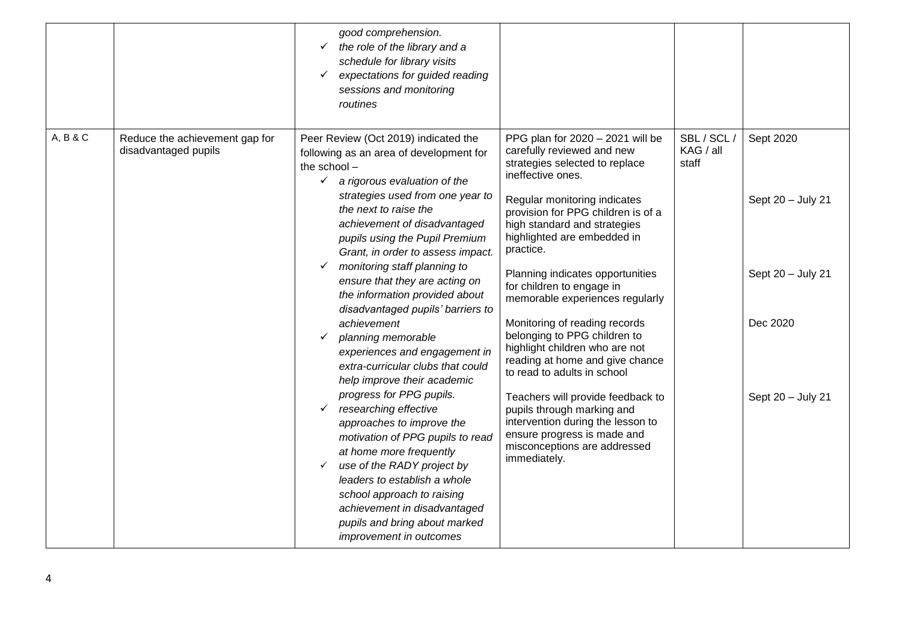| | | | | | |
|---|---|---|---|---|---|
| | | *good comprehension.*<br>✓ *the role of the library and a schedule for library visits*<br>✓ *expectations for guided reading sessions and monitoring routines* | | | |
| A, B & C | Reduce the achievement gap for disadvantaged pupils | Peer Review (Oct 2019) indicated the following as an area of development for the school –<br>✓ *a rigorous evaluation of the strategies used from one year to the next to raise the achievement of disadvantaged pupils using the Pupil Premium Grant, in order to assess impact.*<br>✓ *monitoring staff planning to ensure that they are acting on the information provided about disadvantaged pupils' barriers to achievement*<br>✓ *planning memorable experiences and engagement in extra-curricular clubs that could help improve their academic progress for PPG pupils.*<br>✓ *researching effective approaches to improve the motivation of PPG pupils to read at home more frequently*<br>✓ *use of the RADY project by leaders to establish a whole school approach to raising achievement in disadvantaged pupils and bring about marked improvement in outcomes* | PPG plan for 2020 – 2021 will be carefully reviewed and new strategies selected to replace ineffective ones.<br><br>Regular monitoring indicates provision for PPG children is of a high standard and strategies highlighted are embedded in practice.<br><br>Planning indicates opportunities for children to engage in memorable experiences regularly<br><br>Monitoring of reading records belonging to PPG children to highlight children who are not reading at home and give chance to read to adults in school<br><br>Teachers will provide feedback to pupils through marking and intervention during the lesson to ensure progress is made and misconceptions are addressed immediately. | SBL / SCL / KAG / all staff | Sept 2020<br><br>Sept 20 – July 21<br><br>Sept 20 – July 21<br><br>Dec 2020<br><br>Sept 20 – July 21 |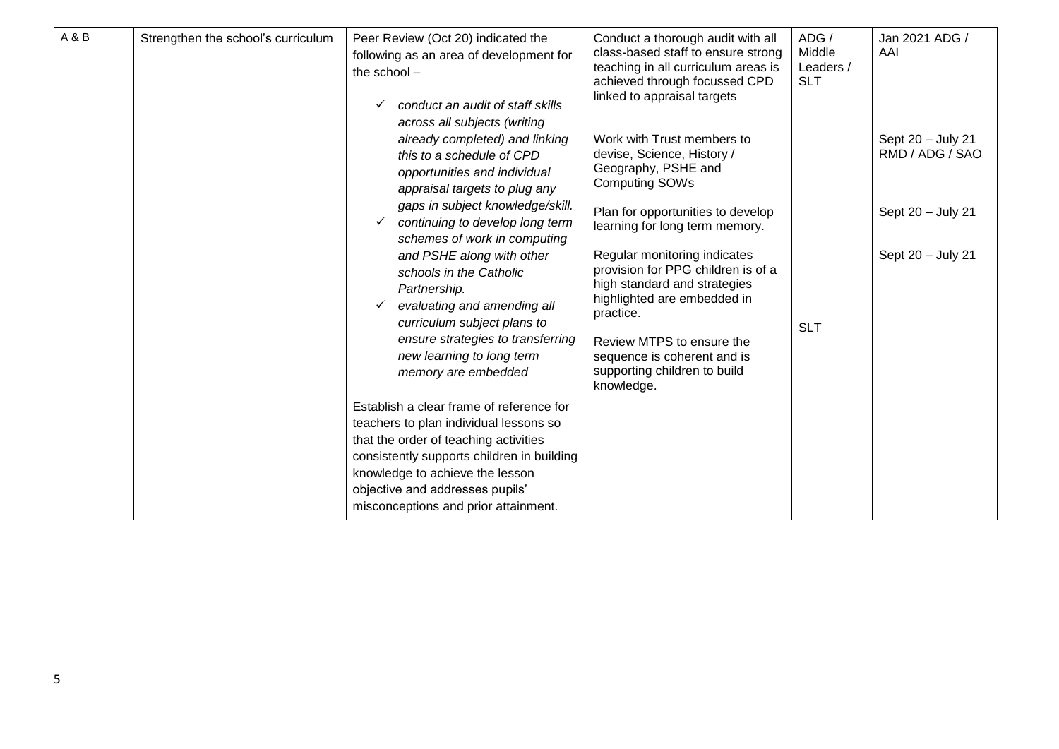| A & B | Strengthen the school's curriculum | Peer Review (Oct 20) indicated the following as an area of development for the school –<br>✓ *conduct an audit of staff skills across all subjects (writing already completed) and linking this to a schedule of CPD opportunities and individual appraisal targets to plug any gaps in subject knowledge/skill.*<br>✓ *continuing to develop long term schemes of work in computing and PSHE along with other schools in the Catholic Partnership.*<br>✓ *evaluating and amending all curriculum subject plans to ensure strategies to transferring new learning to long term memory are embedded*<br><br>Establish a clear frame of reference for teachers to plan individual lessons so that the order of teaching activities consistently supports children in building knowledge to achieve the lesson objective and addresses pupils' misconceptions and prior attainment. | Conduct a thorough audit with all class-based staff to ensure strong teaching in all curriculum areas is achieved through focussed CPD linked to appraisal targets<br><br>Work with Trust members to devise, Science, History / Geography, PSHE and Computing SOWs<br><br>Plan for opportunities to develop learning for long term memory.<br><br>Regular monitoring indicates provision for PPG children is of a high standard and strategies highlighted are embedded in practice.<br><br>Review MTPS to ensure the sequence is coherent and is supporting children to build knowledge. | ADG / Middle Leaders / SLT<br><br>SLT | Jan 2021 ADG / AAI<br><br>Sept 20 – July 21 RMD / ADG / SAO<br><br>Sept 20 – July 21<br><br>Sept 20 – July 21 |
|---|---|---|---|---|---|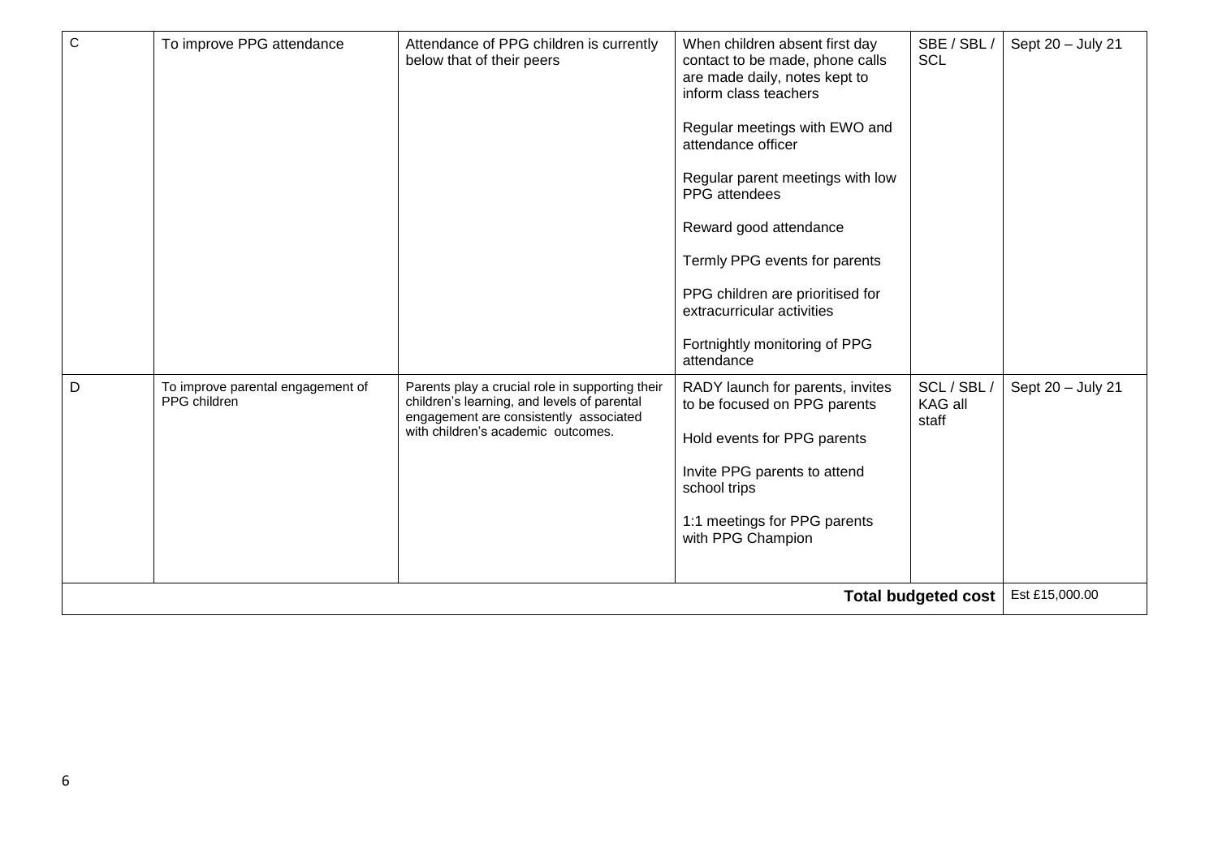| | | | | | |
|---|---|---|---|---|---|
| C | To improve PPG attendance | Attendance of PPG children is currently below that of their peers | When children absent first day contact to be made, phone calls are made daily, notes kept to inform class teachers<br><br>Regular meetings with EWO and attendance officer<br><br>Regular parent meetings with low PPG attendees<br><br>Reward good attendance<br><br>Termly PPG events for parents<br><br>PPG children are prioritised for extracurricular activities<br><br>Fortnightly monitoring of PPG attendance | SBE / SBL / SCL | Sept 20 – July 21 |
| D | To improve parental engagement of PPG children | Parents play a crucial role in supporting their children's learning, and levels of parental engagement are consistently associated with children's academic outcomes. | RADY launch for parents, invites to be focused on PPG parents<br><br>Hold events for PPG parents<br><br>Invite PPG parents to attend school trips<br><br>1:1 meetings for PPG parents with PPG Champion | SCL / SBL / KAG all staff | Sept 20 – July 21 |
| | | | | **Total budgeted cost** | Est £15,000.00 |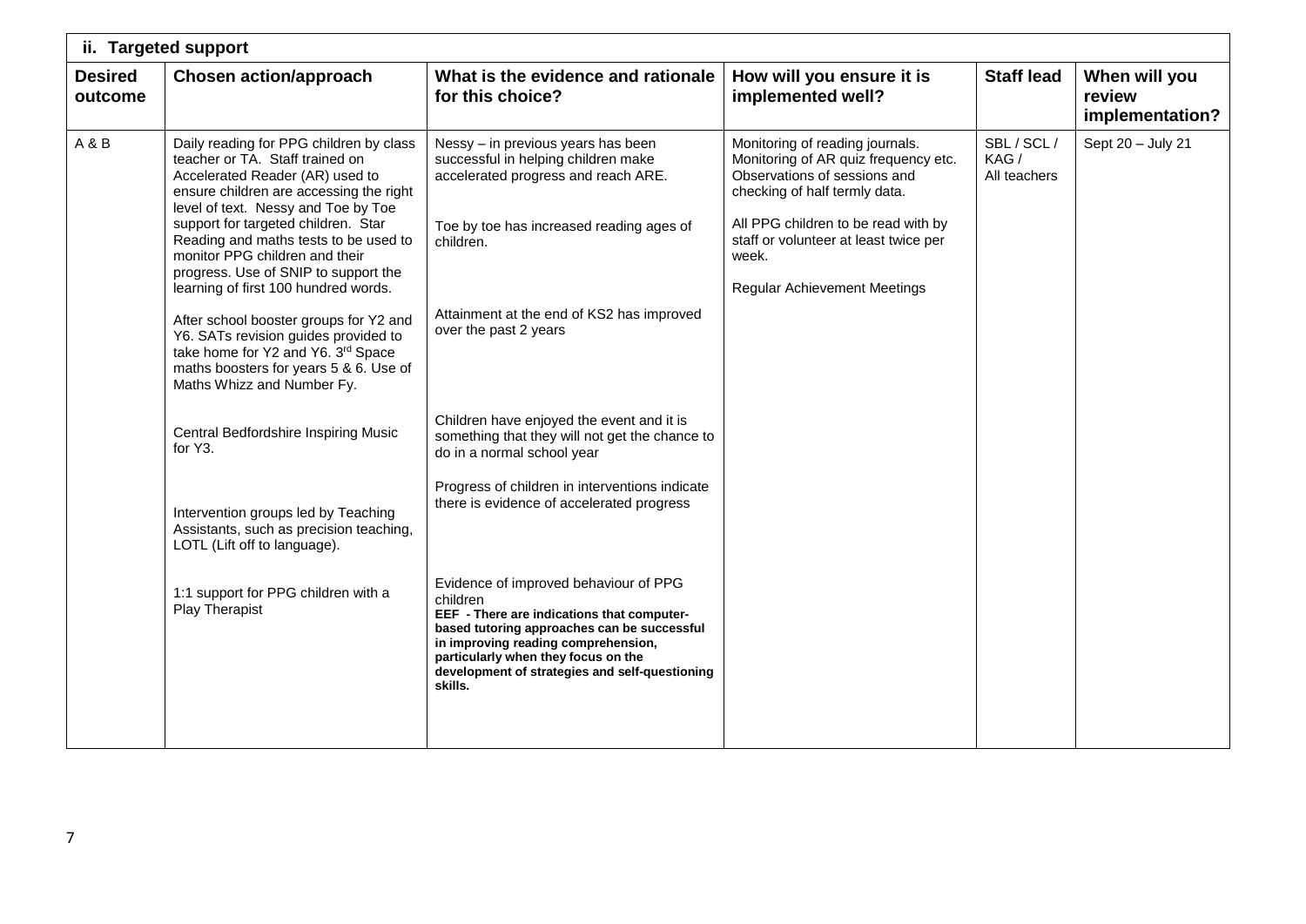| ii. Targeted support | | | | | |
|---|---|---|---|---|---|
| **Desired outcome** | **Chosen action/approach** | **What is the evidence and rationale for this choice?** | **How will you ensure it is implemented well?** | **Staff lead** | **When will you review implementation?** |
| A & B | Daily reading for PPG children by class teacher or TA. Staff trained on Accelerated Reader (AR) used to ensure children are accessing the right level of text. Nessy and Toe by Toe support for targeted children. Star Reading and maths tests to be used to monitor PPG children and their progress. Use of SNIP to support the learning of first 100 hundred words.<br><br>After school booster groups for Y2 and Y6. SATs revision guides provided to take home for Y2 and Y6. 3rd Space maths boosters for years 5 & 6. Use of Maths Whizz and Number Fy.<br><br>Central Bedfordshire Inspiring Music for Y3.<br><br>Intervention groups led by Teaching Assistants, such as precision teaching, LOTL (Lift off to language).<br><br>1:1 support for PPG children with a Play Therapist | Nessy – in previous years has been successful in helping children make accelerated progress and reach ARE.<br><br>Toe by toe has increased reading ages of children.<br><br>Attainment at the end of KS2 has improved over the past 2 years<br><br>Children have enjoyed the event and it is something that they will not get the chance to do in a normal school year<br><br>Progress of children in interventions indicate there is evidence of accelerated progress<br><br>Evidence of improved behaviour of PPG children<br>**EEF - There are indications that computer-based tutoring approaches can be successful in improving reading comprehension, particularly when they focus on the development of strategies and self-questioning skills.** | Monitoring of reading journals. Monitoring of AR quiz frequency etc. Observations of sessions and checking of half termly data.<br><br>All PPG children to be read with by staff or volunteer at least twice per week.<br><br>Regular Achievement Meetings | SBL / SCL / KAG / All teachers | Sept 20 – July 21 |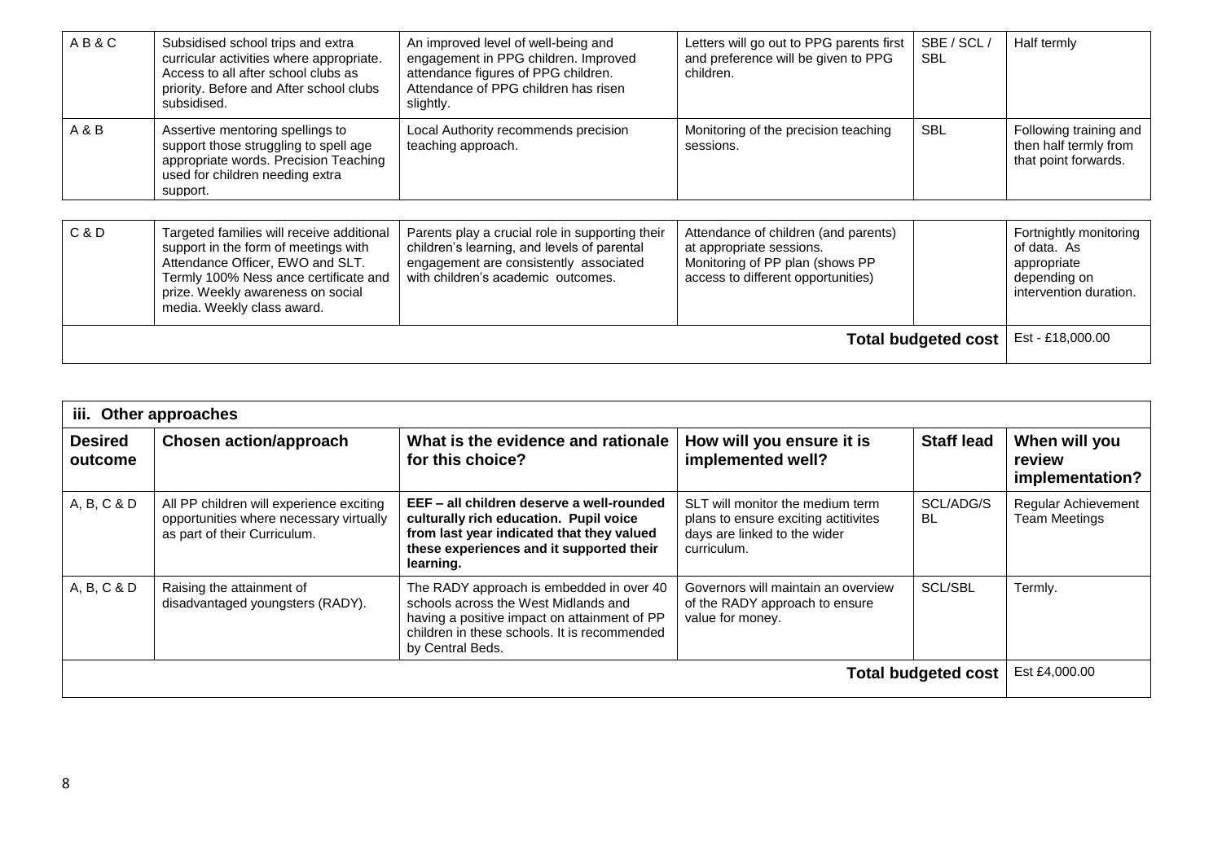| | | | | | |
|---|---|---|---|---|---|
| A B & C | Subsidised school trips and extra curricular activities where appropriate. Access to all after school clubs as priority. Before and After school clubs subsidised. | An improved level of well-being and engagement in PPG children. Improved attendance figures of PPG children. Attendance of PPG children has risen slightly. | Letters will go out to PPG parents first and preference will be given to PPG children. | SBE / SCL / SBL | Half termly |
| A & B | Assertive mentoring spellings to support those struggling to spell age appropriate words. Precision Teaching used for children needing extra support. | Local Authority recommends precision teaching approach. | Monitoring of the precision teaching sessions. | SBL | Following training and then half termly from that point forwards. |

| | | | | | |
|---|---|---|---|---|---|
| C & D | Targeted families will receive additional support in the form of meetings with Attendance Officer, EWO and SLT. Termly 100% Ness ance certificate and prize. Weekly awareness on social media. Weekly class award. | Parents play a crucial role in supporting their children's learning, and levels of parental engagement are consistently associated with children's academic outcomes. | Attendance of children (and parents) at appropriate sessions. Monitoring of PP plan (shows PP access to different opportunities) | | Fortnightly monitoring of data. As appropriate depending on intervention duration. |
| | | | | **Total budgeted cost** | Est - £18,000.00 |

| **iii. Other approaches** | | | | | |
|---|---|---|---|---|---|
| **Desired outcome** | **Chosen action/approach** | **What is the evidence and rationale for this choice?** | **How will you ensure it is implemented well?** | **Staff lead** | **When will you review implementation?** |
| A, B, C & D | All PP children will experience exciting opportunities where necessary virtually as part of their Curriculum. | **EEF – all children deserve a well-rounded culturally rich education. Pupil voice from last year indicated that they valued these experiences and it supported their learning.** | SLT will monitor the medium term plans to ensure exciting actitivites days are linked to the wider curriculum. | SCL/ADG/SBL | Regular Achievement Team Meetings |
| A, B, C & D | Raising the attainment of disadvantaged youngsters (RADY). | The RADY approach is embedded in over 40 schools across the West Midlands and having a positive impact on attainment of PP children in these schools. It is recommended by Central Beds. | Governors will maintain an overview of the RADY approach to ensure value for money. | SCL/SBL | Termly. |
| | | | | **Total budgeted cost** | Est £4,000.00 |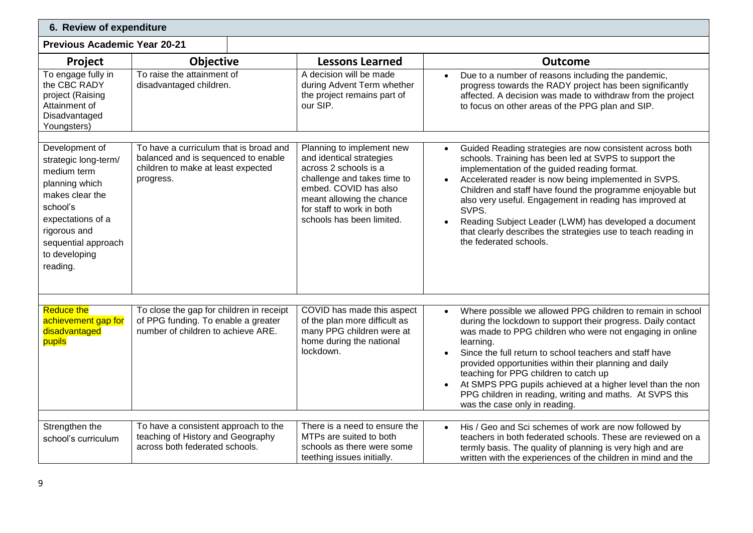## 6. Review of expenditure

**Previous Academic Year 20-21**

| Project | Objective | Lessons Learned | Outcome |
|---|---|---|---|
| To engage fully in the CBC RADY project (Raising Attainment of Disadvantaged Youngsters) | To raise the attainment of disadvantaged children. | A decision will be made during Advent Term whether the project remains part of our SIP. | • Due to a number of reasons including the pandemic, progress towards the RADY project has been significantly affected. A decision was made to withdraw from the project to focus on other areas of the PPG plan and SIP. |
| Development of strategic long-term/ medium term planning which makes clear the school's expectations of a rigorous and sequential approach to developing reading. | To have a curriculum that is broad and balanced and is sequenced to enable children to make at least expected progress. | Planning to implement new and identical strategies across 2 schools is a challenge and takes time to embed. COVID has also meant allowing the chance for staff to work in both schools has been limited. | • Guided Reading strategies are now consistent across both schools. Training has been led at SVPS to support the implementation of the guided reading format.<br>• Accelerated reader is now being implemented in SVPS. Children and staff have found the programme enjoyable but also very useful. Engagement in reading has improved at SVPS.<br>• Reading Subject Leader (LWM) has developed a document that clearly describes the strategies use to teach reading in the federated schools. |
| Reduce the achievement gap for disadvantaged pupils | To close the gap for children in receipt of PPG funding. To enable a greater number of children to achieve ARE. | COVID has made this aspect of the plan more difficult as many PPG children were at home during the national lockdown. | • Where possible we allowed PPG children to remain in school during the lockdown to support their progress. Daily contact was made to PPG children who were not engaging in online learning.<br>• Since the full return to school teachers and staff have provided opportunities within their planning and daily teaching for PPG children to catch up<br>• At SMPS PPG pupils achieved at a higher level than the non PPG children in reading, writing and maths. At SVPS this was the case only in reading. |
| Strengthen the school's curriculum | To have a consistent approach to the teaching of History and Geography across both federated schools. | There is a need to ensure the MTPs are suited to both schools as there were some teething issues initially. | • His / Geo and Sci schemes of work are now followed by teachers in both federated schools. These are reviewed on a termly basis. The quality of planning is very high and are written with the experiences of the children in mind and the |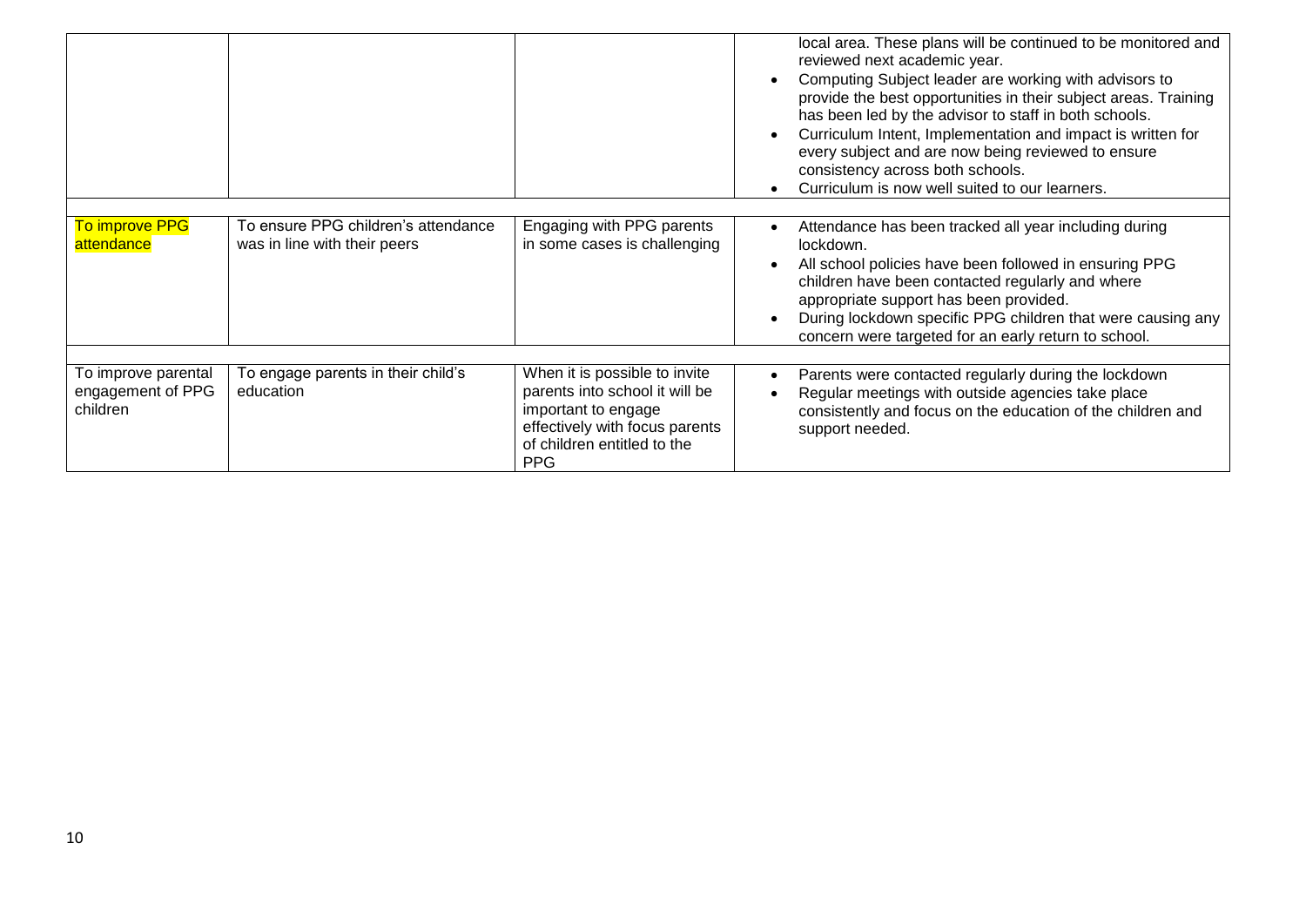| | | | |
|---|---|---|---|
| | | | local area. These plans will be continued to be monitored and reviewed next academic year.<br>• Computing Subject leader are working with advisors to provide the best opportunities in their subject areas. Training has been led by the advisor to staff in both schools.<br>• Curriculum Intent, Implementation and impact is written for every subject and are now being reviewed to ensure consistency across both schools.<br>• Curriculum is now well suited to our learners. |
| To improve PPG attendance | To ensure PPG children's attendance was in line with their peers | Engaging with PPG parents in some cases is challenging | • Attendance has been tracked all year including during lockdown.<br>• All school policies have been followed in ensuring PPG children have been contacted regularly and where appropriate support has been provided.<br>• During lockdown specific PPG children that were causing any concern were targeted for an early return to school. |
| To improve parental engagement of PPG children | To engage parents in their child's education | When it is possible to invite parents into school it will be important to engage effectively with focus parents of children entitled to the PPG | • Parents were contacted regularly during the lockdown<br>• Regular meetings with outside agencies take place consistently and focus on the education of the children and support needed. |